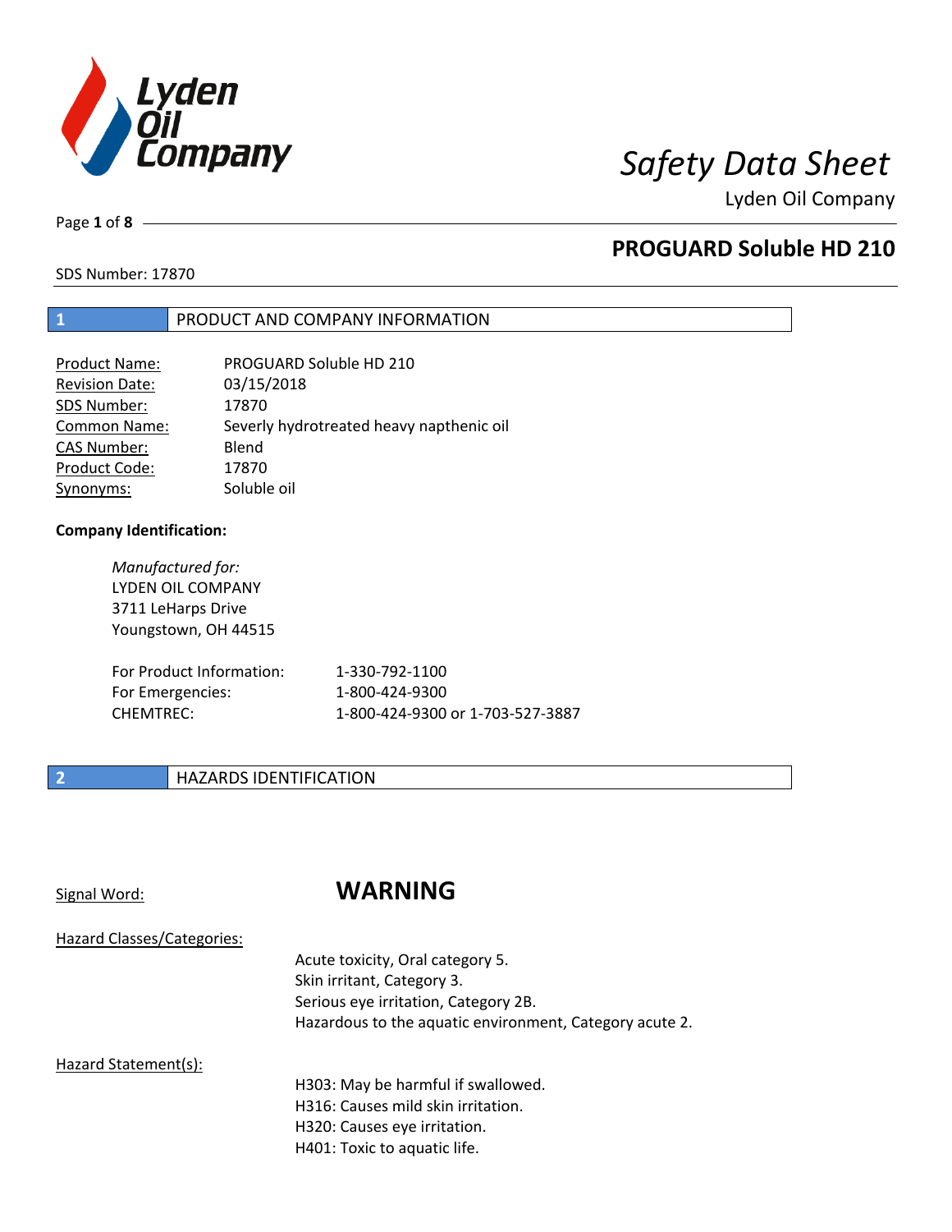# Safety Data Sheet

Lyden Oil Company

## PROGUARD Soluble HD 210

SDS Number: 17870

## 1 PRODUCT AND COMPANY INFORMATION

| | |
|---|---|
| Product Name: | PROGUARD Soluble HD 210 |
| Revision Date: | 03/15/2018 |
| SDS Number: | 17870 |
| Common Name: | Severly hydrotreated heavy napthenic oil |
| CAS Number: | Blend |
| Product Code: | 17870 |
| Synonyms: | Soluble oil |

**Company Identification:**

*Manufactured for:*
LYDEN OIL COMPANY
3711 LeHarps Drive
Youngstown, OH 44515

| | |
|---|---|
| For Product Information: | 1-330-792-1100 |
| For Emergencies: | 1-800-424-9300 |
| CHEMTREC: | 1-800-424-9300 or 1-703-527-3887 |

## 2 HAZARDS IDENTIFICATION

Signal Word: **WARNING**

Hazard Classes/Categories:

Acute toxicity, Oral category 5.
Skin irritant, Category 3.
Serious eye irritation, Category 2B.
Hazardous to the aquatic environment, Category acute 2.

Hazard Statement(s):

H303: May be harmful if swallowed.
H316: Causes mild skin irritation.
H320: Causes eye irritation.
H401: Toxic to aquatic life.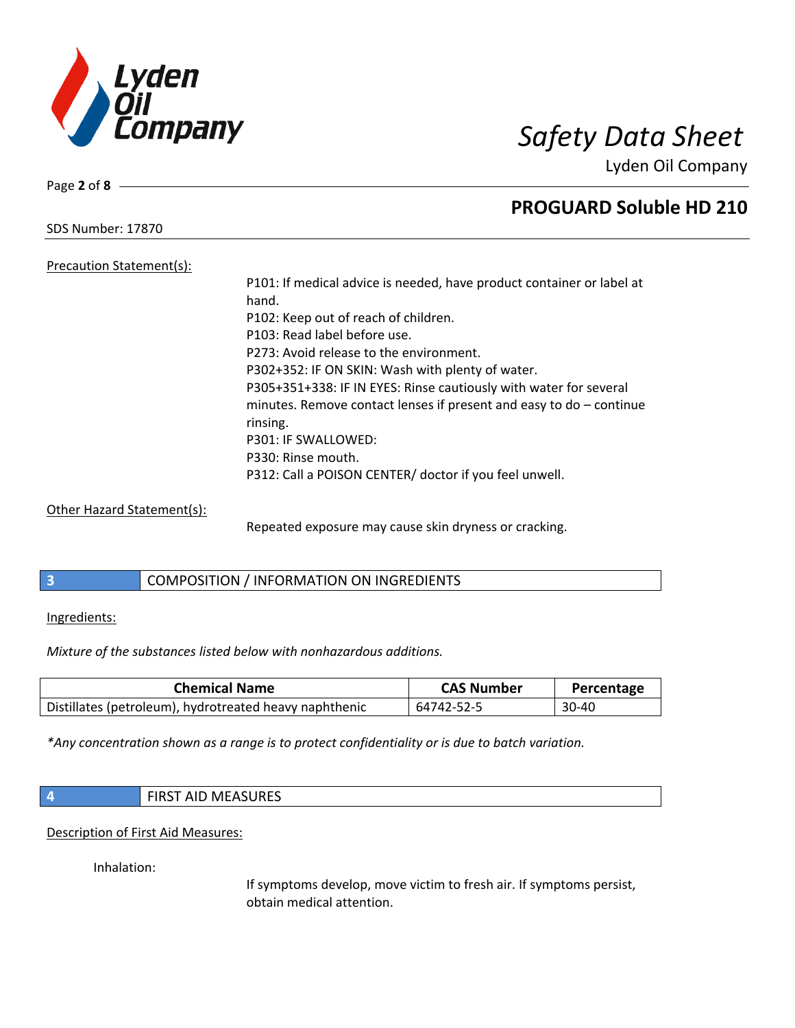Precation Statement(s):

P101: If medical advice is needed, have product container or label at hand.
P102: Keep out of reach of children.
P103: Read label before use.
P273: Avoid release to the environment.
P302+352: IF ON SKIN: Wash with plenty of water.
P305+351+338: IF IN EYES: Rinse cautiously with water for several minutes. Remove contact lenses if present and easy to do – continue rinsing.
P301: IF SWALLOWED:
P330: Rinse mouth.
P312: Call a POISON CENTER/ doctor if you feel unwell.

Other Hazard Statement(s):

Repeated exposure may cause skin dryness or cracking.

## 3 COMPOSITION / INFORMATION ON INGREDIENTS

Ingredients:

*Mixture of the substances listed below with nonhazardous additions.*

| Chemical Name | CAS Number | Percentage |
|---|---|---|
| Distillates (petroleum), hydrotreated heavy naphthenic | 64742-52-5 | 30-40 |

*\*Any concentration shown as a range is to protect confidentiality or is due to batch variation.*

## 4 FIRST AID MEASURES

Description of First Aid Measures:

Inhalation:

If symptoms develop, move victim to fresh air. If symptoms persist, obtain medical attention.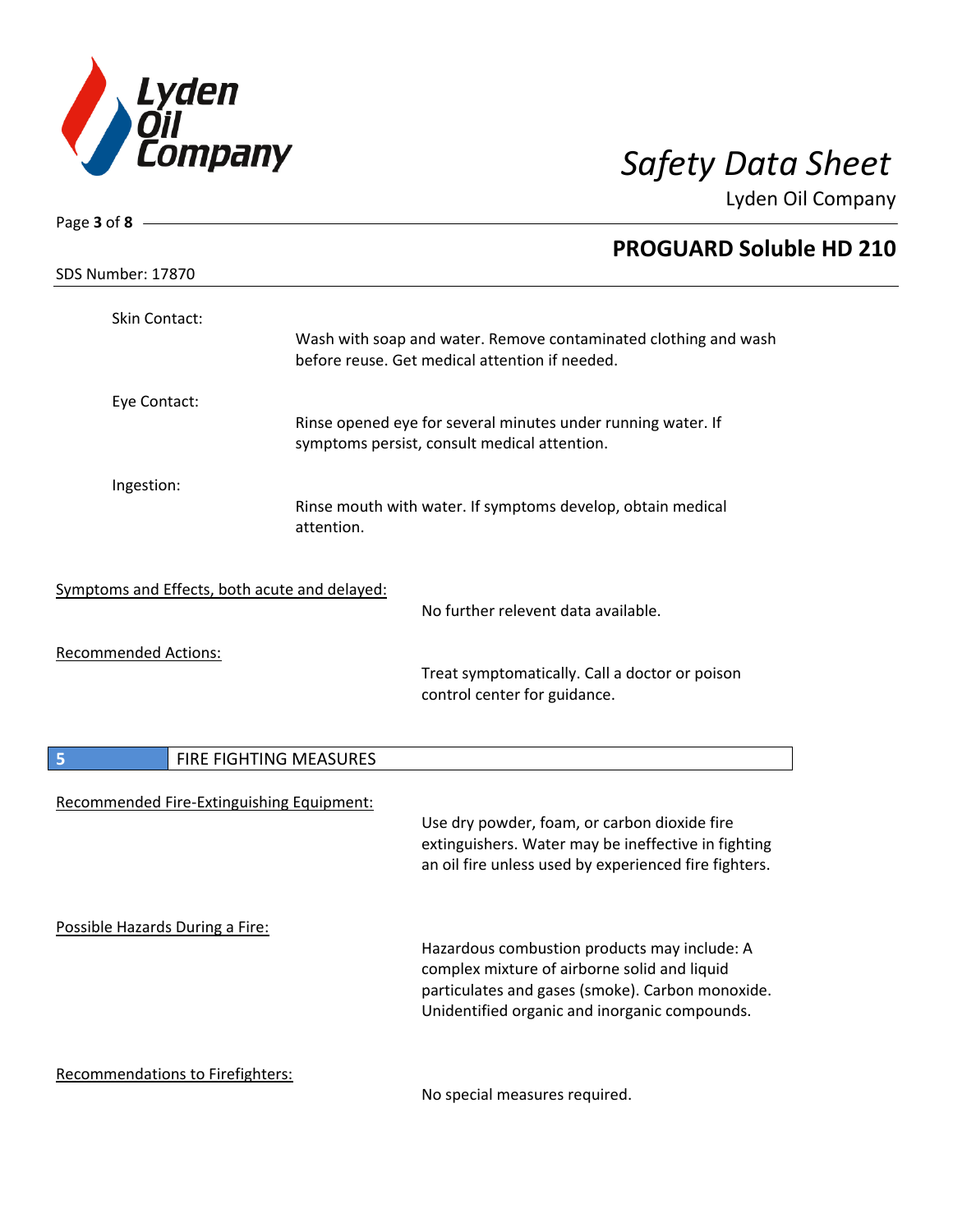Skin Contact:

Wash with soap and water. Remove contaminated clothing and wash before reuse. Get medical attention if needed.

Eye Contact:

Rinse opened eye for several minutes under running water. If symptoms persist, consult medical attention.

Ingestion:

Rinse mouth with water. If symptoms develop, obtain medical attention.

Symptoms and Effects, both acute and delayed:

No further relevent data available.

Recommended Actions:

Treat symptomatically. Call a doctor or poison control center for guidance.

## 5 FIRE FIGHTING MEASURES

Recommended Fire-Extinguishing Equipment:

Use dry powder, foam, or carbon dioxide fire extinguishers. Water may be ineffective in fighting an oil fire unless used by experienced fire fighters.

Possible Hazards During a Fire:

Hazardous combustion products may include: A complex mixture of airborne solid and liquid particulates and gases (smoke). Carbon monoxide. Unidentified organic and inorganic compounds.

Recommendations to Firefighters:

No special measures required.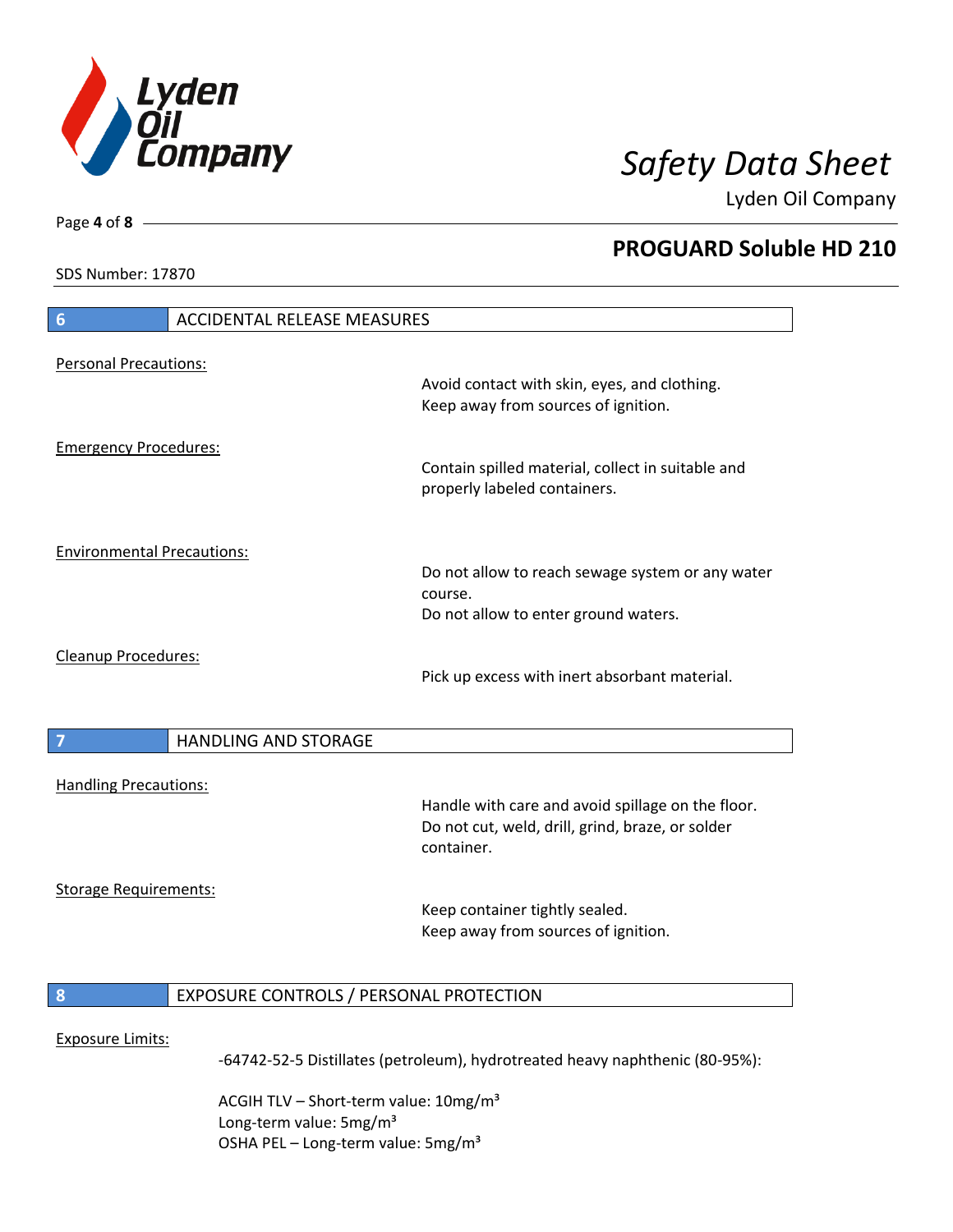## 6 ACCIDENTAL RELEASE MEASURES

Personal Precautions:

Avoid contact with skin, eyes, and clothing.
Keep away from sources of ignition.

Emergency Procedures:

Contain spilled material, collect in suitable and properly labeled containers.

Environmental Precautions:

Do not allow to reach sewage system or any water course.
Do not allow to enter ground waters.

Cleanup Procedures:

Pick up excess with inert absorbant material.

## 7 HANDLING AND STORAGE

Handling Precautions:

Handle with care and avoid spillage on the floor.
Do not cut, weld, drill, grind, braze, or solder container.

Storage Requirements:

Keep container tightly sealed.
Keep away from sources of ignition.

## 8 EXPOSURE CONTROLS / PERSONAL PROTECTION

Exposure Limits:

-64742-52-5 Distillates (petroleum), hydrotreated heavy naphthenic (80-95%):

ACGIH TLV – Short-term value: 10mg/m³
Long-term value: 5mg/m³
OSHA PEL – Long-term value: 5mg/m³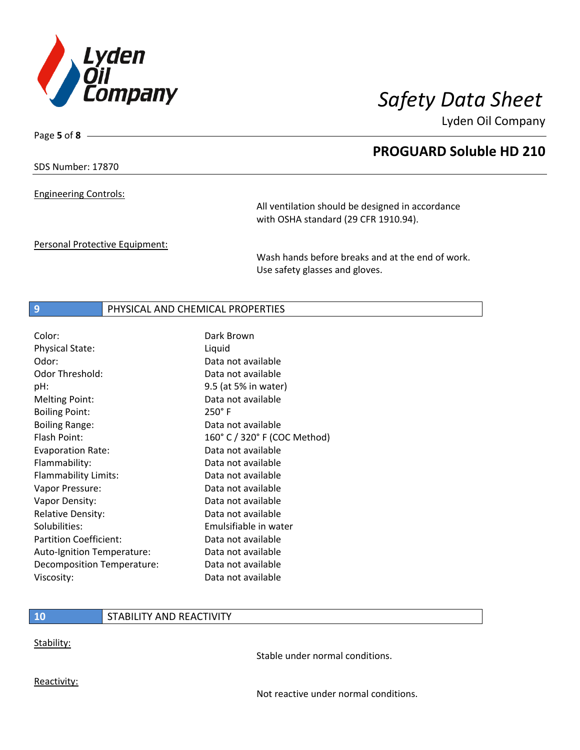Engineering Controls:

All ventilation should be designed in accordance with OSHA standard (29 CFR 1910.94).

Personal Protective Equipment:

Wash hands before breaks and at the end of work. Use safety glasses and gloves.

## 9 PHYSICAL AND CHEMICAL PROPERTIES

| | |
|---|---|
| Color: | Dark Brown |
| Physical State: | Liquid |
| Odor: | Data not available |
| Odor Threshold: | Data not available |
| pH: | 9.5 (at 5% in water) |
| Melting Point: | Data not available |
| Boiling Point: | 250° F |
| Boiling Range: | Data not available |
| Flash Point: | 160° C / 320° F (COC Method) |
| Evaporation Rate: | Data not available |
| Flammability: | Data not available |
| Flammability Limits: | Data not available |
| Vapor Pressure: | Data not available |
| Vapor Density: | Data not available |
| Relative Density: | Data not available |
| Solubilities: | Emulsifiable in water |
| Partition Coefficient: | Data not available |
| Auto-Ignition Temperature: | Data not available |
| Decomposition Temperature: | Data not available |
| Viscosity: | Data not available |

## 10 STABILITY AND REACTIVITY

Stability:

Stable under normal conditions.

Reactivity:

Not reactive under normal conditions.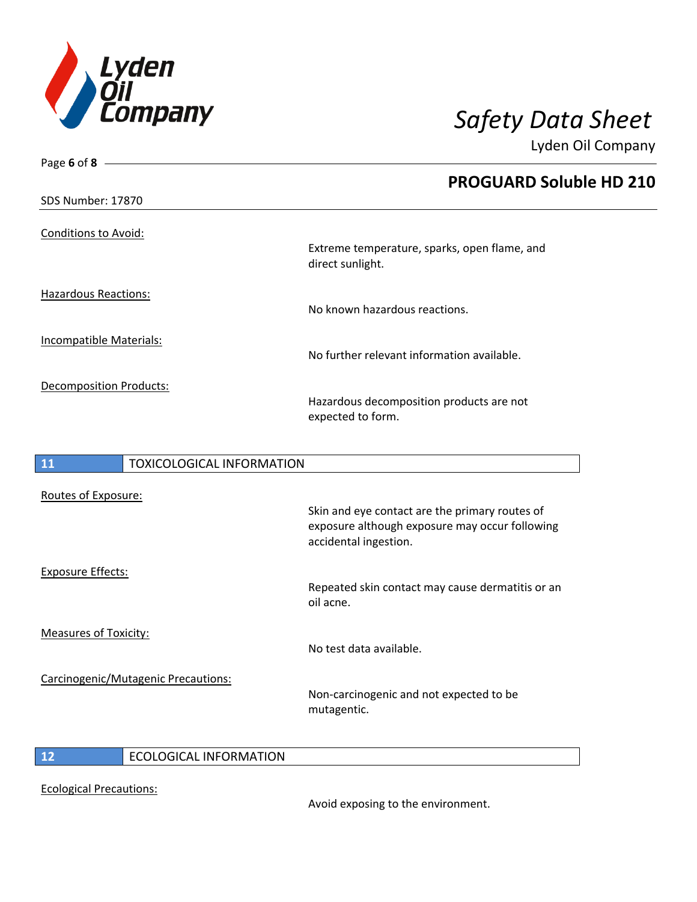Conditions to Avoid:

Extreme temperature, sparks, open flame, and direct sunlight.

Hazardous Reactions:

No known hazardous reactions.

Incompatible Materials:

No further relevant information available.

Decomposition Products:

Hazardous decomposition products are not expected to form.

## 11 TOXICOLOGICAL INFORMATION

Routes of Exposure:

Skin and eye contact are the primary routes of exposure although exposure may occur following accidental ingestion.

Exposure Effects:

Repeated skin contact may cause dermatitis or an oil acne.

Measures of Toxicity:

No test data available.

Carcinogenic/Mutagenic Precautions:

Non-carcinogenic and not expected to be mutagentic.

## 12 ECOLOGICAL INFORMATION

Ecological Precautions:

Avoid exposing to the environment.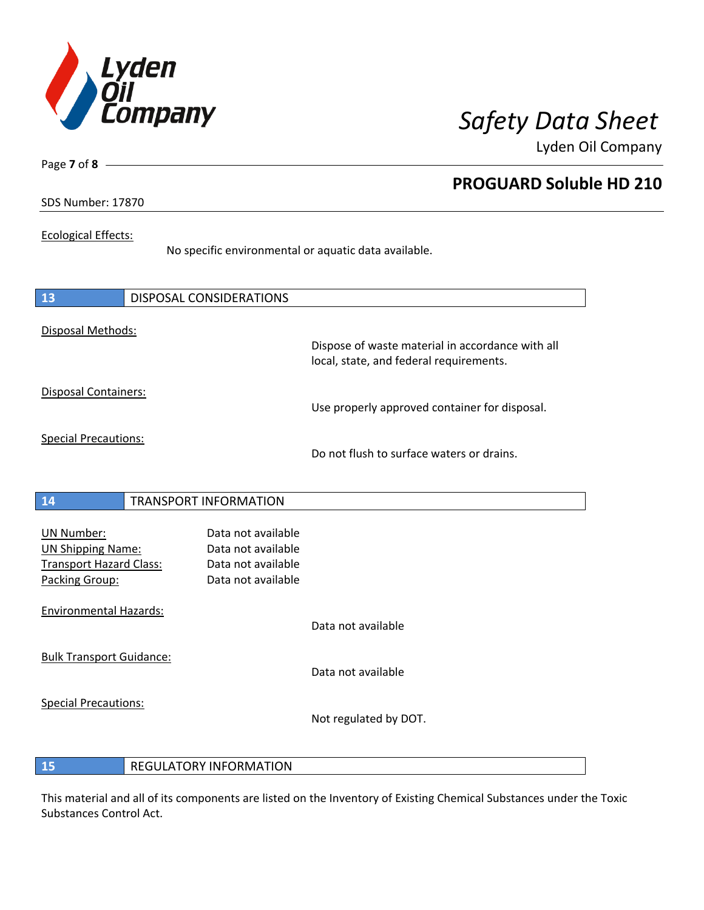Ecological Effects:

No specific environmental or aquatic data available.

## 13 DISPOSAL CONSIDERATIONS

Disposal Methods:

Dispose of waste material in accordance with all local, state, and federal requirements.

Disposal Containers:

Use properly approved container for disposal.

Special Precautions:

Do not flush to surface waters or drains.

## 14 TRANSPORT INFORMATION

UN Number: Data not available
UN Shipping Name: Data not available
Transport Hazard Class: Data not available
Packing Group: Data not available

Environmental Hazards:

Data not available

Bulk Transport Guidance:

Data not available

Special Precautions:

Not regulated by DOT.

## 15 REGULATORY INFORMATION

This material and all of its components are listed on the Inventory of Existing Chemical Substances under the Toxic Substances Control Act.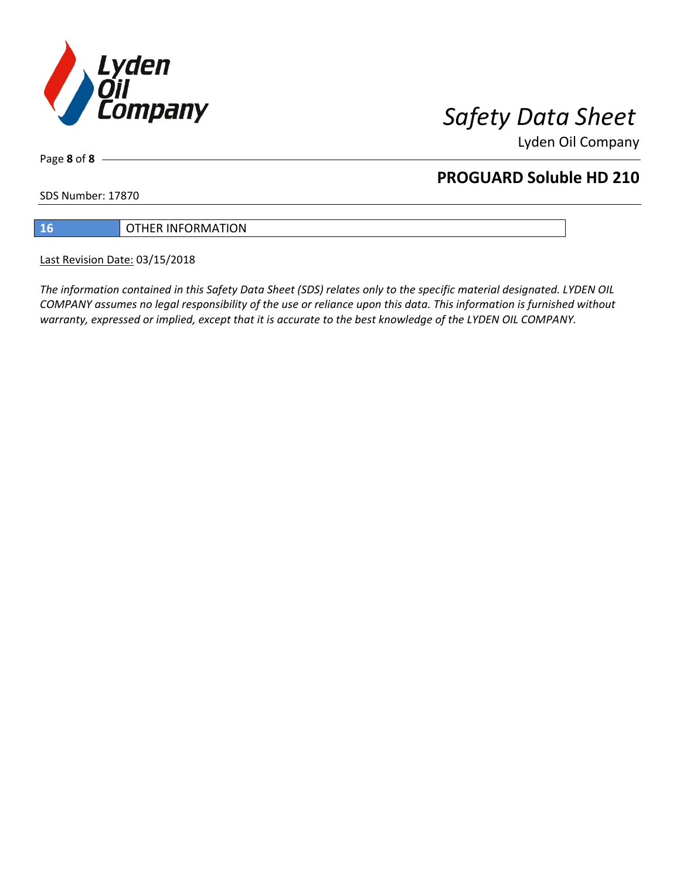## 16 OTHER INFORMATION

Last Revision Date: 03/15/2018

*The information contained in this Safety Data Sheet (SDS) relates only to the specific material designated. LYDEN OIL COMPANY assumes no legal responsibility of the use or reliance upon this data. This information is furnished without warranty, expressed or implied, except that it is accurate to the best knowledge of the LYDEN OIL COMPANY.*